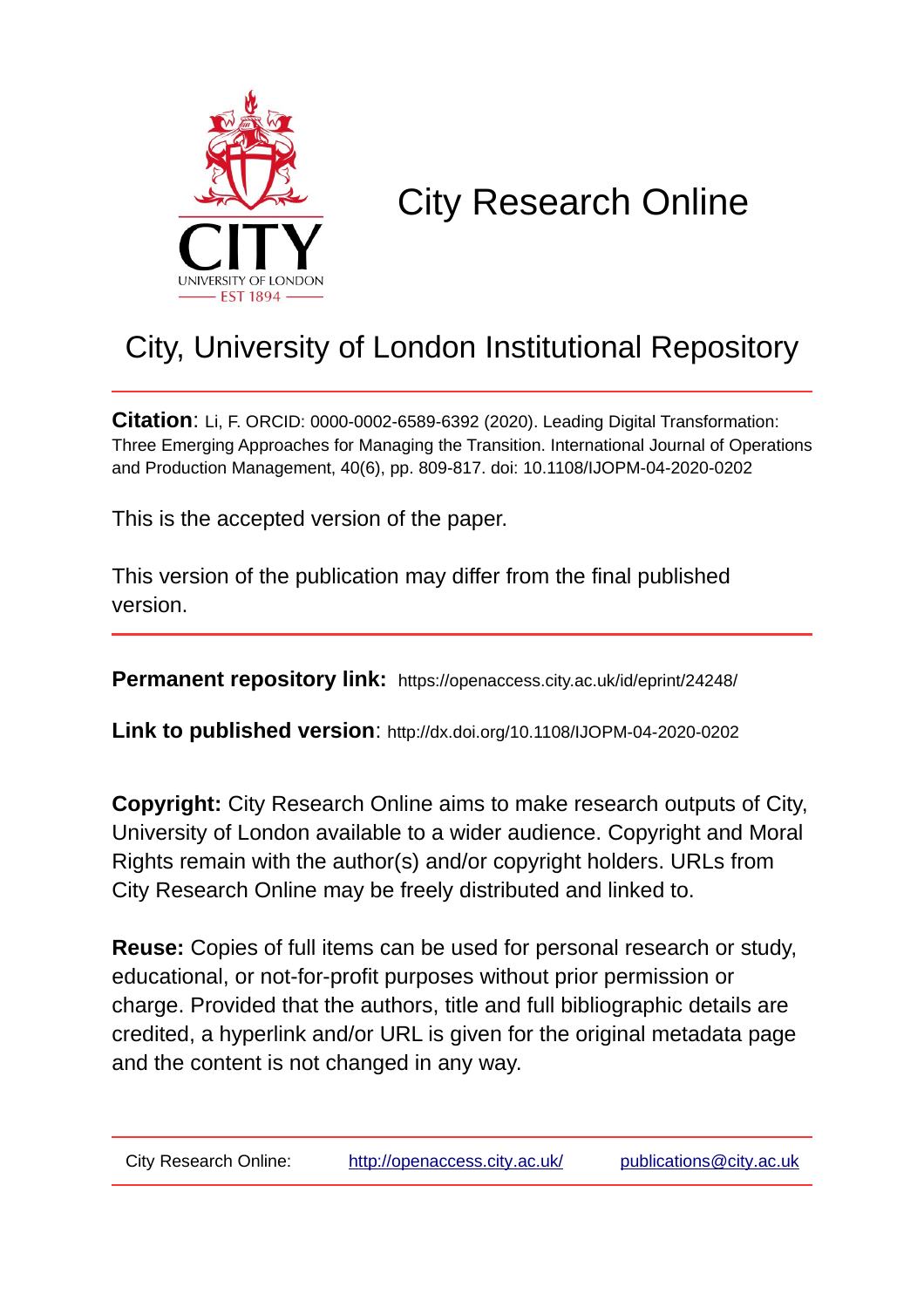# City Research Online

## City, University of London Institutional Repository

**Citation**: Li, F. ORCID: 0000-0002-6589-6392 (2020). Leading Digital Transformation: Three Emerging Approaches for Managing the Transition. International Journal of Operations and Production Management, 40(6), pp. 809-817. doi: 10.1108/IJOPM-04-2020-0202

This is the accepted version of the paper.

This version of the publication may differ from the final published version.

**Permanent repository link:** https://openaccess.city.ac.uk/id/eprint/24248/

**Link to published version**: http://dx.doi.org/10.1108/IJOPM-04-2020-0202

**Copyright:** City Research Online aims to make research outputs of City, University of London available to a wider audience. Copyright and Moral Rights remain with the author(s) and/or copyright holders. URLs from City Research Online may be freely distributed and linked to.

**Reuse:** Copies of full items can be used for personal research or study, educational, or not-for-profit purposes without prior permission or charge. Provided that the authors, title and full bibliographic details are credited, a hyperlink and/or URL is given for the original metadata page and the content is not changed in any way.

City Research Online: http://openaccess.city.ac.uk/ publications@city.ac.uk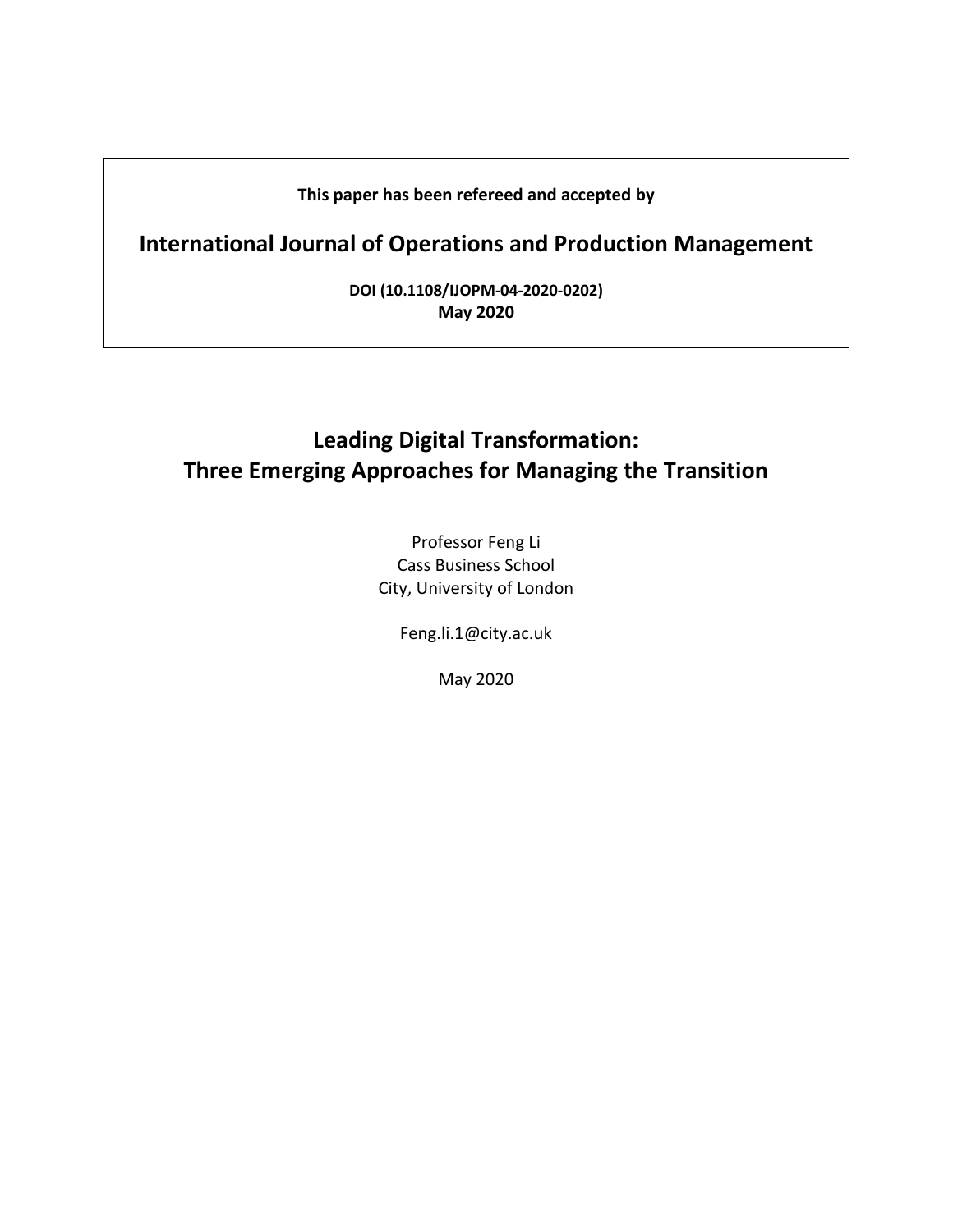**This paper has been refereed and accepted by**

## International Journal of Operations and Production Management

**DOI (10.1108/IJOPM-04-2020-0202)**
**May 2020**

# Leading Digital Transformation: Three Emerging Approaches for Managing the Transition

Professor Feng Li
Cass Business School
City, University of London

Feng.li.1@city.ac.uk

May 2020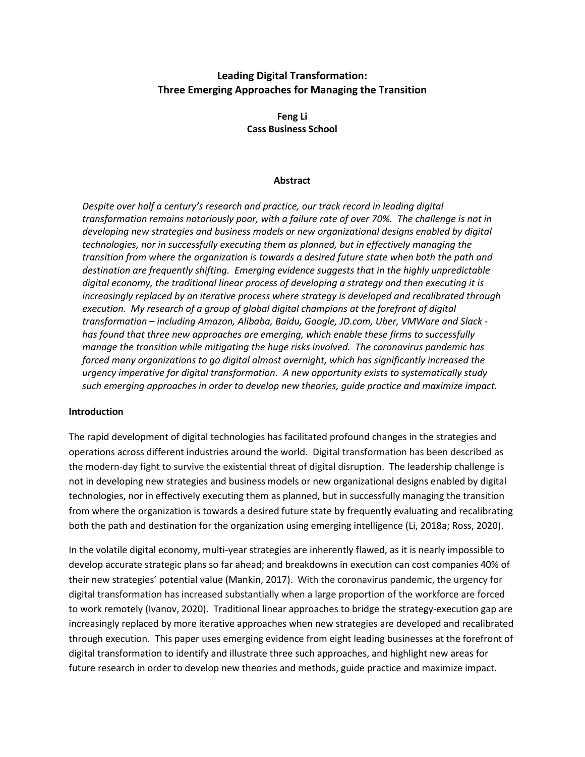# Leading Digital Transformation:
# Three Emerging Approaches for Managing the Transition

**Feng Li**
**Cass Business School**

### Abstract

*Despite over half a century's research and practice, our track record in leading digital transformation remains notoriously poor, with a failure rate of over 70%. The challenge is not in developing new strategies and business models or new organizational designs enabled by digital technologies, nor in successfully executing them as planned, but in effectively managing the transition from where the organization is towards a desired future state when both the path and destination are frequently shifting. Emerging evidence suggests that in the highly unpredictable digital economy, the traditional linear process of developing a strategy and then executing it is increasingly replaced by an iterative process where strategy is developed and recalibrated through execution. My research of a group of global digital champions at the forefront of digital transformation – including Amazon, Alibaba, Baidu, Google, JD.com, Uber, VMWare and Slack - has found that three new approaches are emerging, which enable these firms to successfully manage the transition while mitigating the huge risks involved. The coronavirus pandemic has forced many organizations to go digital almost overnight, which has significantly increased the urgency imperative for digital transformation. A new opportunity exists to systematically study such emerging approaches in order to develop new theories, guide practice and maximize impact.*

### Introduction

The rapid development of digital technologies has facilitated profound changes in the strategies and operations across different industries around the world. Digital transformation has been described as the modern-day fight to survive the existential threat of digital disruption. The leadership challenge is not in developing new strategies and business models or new organizational designs enabled by digital technologies, nor in effectively executing them as planned, but in successfully managing the transition from where the organization is towards a desired future state by frequently evaluating and recalibrating both the path and destination for the organization using emerging intelligence (Li, 2018a; Ross, 2020).

In the volatile digital economy, multi-year strategies are inherently flawed, as it is nearly impossible to develop accurate strategic plans so far ahead; and breakdowns in execution can cost companies 40% of their new strategies' potential value (Mankin, 2017). With the coronavirus pandemic, the urgency for digital transformation has increased substantially when a large proportion of the workforce are forced to work remotely (Ivanov, 2020). Traditional linear approaches to bridge the strategy-execution gap are increasingly replaced by more iterative approaches when new strategies are developed and recalibrated through execution. This paper uses emerging evidence from eight leading businesses at the forefront of digital transformation to identify and illustrate three such approaches, and highlight new areas for future research in order to develop new theories and methods, guide practice and maximize impact.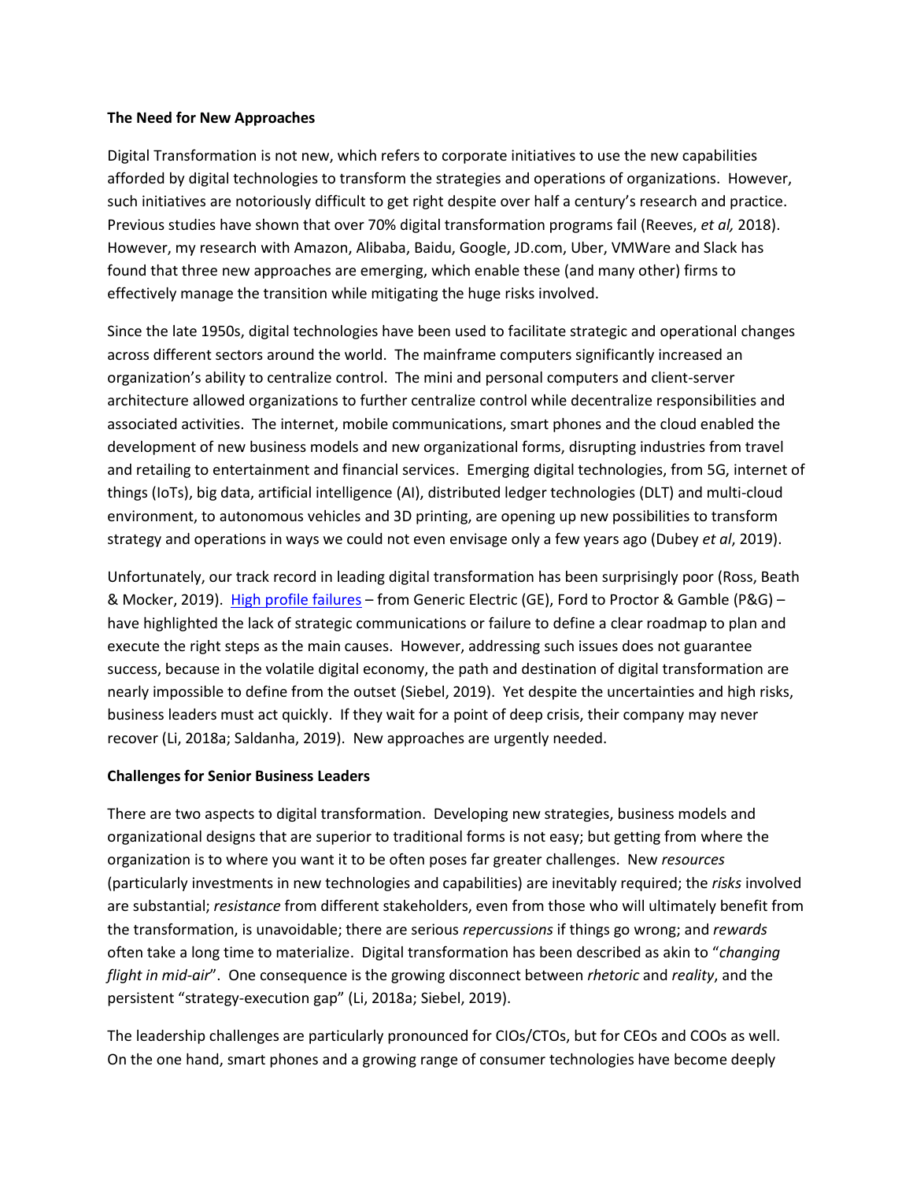**The Need for New Approaches**

Digital Transformation is not new, which refers to corporate initiatives to use the new capabilities afforded by digital technologies to transform the strategies and operations of organizations. However, such initiatives are notoriously difficult to get right despite over half a century's research and practice. Previous studies have shown that over 70% digital transformation programs fail (Reeves, *et al,* 2018). However, my research with Amazon, Alibaba, Baidu, Google, JD.com, Uber, VMWare and Slack has found that three new approaches are emerging, which enable these (and many other) firms to effectively manage the transition while mitigating the huge risks involved.

Since the late 1950s, digital technologies have been used to facilitate strategic and operational changes across different sectors around the world. The mainframe computers significantly increased an organization's ability to centralize control. The mini and personal computers and client-server architecture allowed organizations to further centralize control while decentralize responsibilities and associated activities. The internet, mobile communications, smart phones and the cloud enabled the development of new business models and new organizational forms, disrupting industries from travel and retailing to entertainment and financial services. Emerging digital technologies, from 5G, internet of things (IoTs), big data, artificial intelligence (AI), distributed ledger technologies (DLT) and multi-cloud environment, to autonomous vehicles and 3D printing, are opening up new possibilities to transform strategy and operations in ways we could not even envisage only a few years ago (Dubey *et al*, 2019).

Unfortunately, our track record in leading digital transformation has been surprisingly poor (Ross, Beath & Mocker, 2019). High profile failures – from Generic Electric (GE), Ford to Proctor & Gamble (P&G) – have highlighted the lack of strategic communications or failure to define a clear roadmap to plan and execute the right steps as the main causes. However, addressing such issues does not guarantee success, because in the volatile digital economy, the path and destination of digital transformation are nearly impossible to define from the outset (Siebel, 2019). Yet despite the uncertainties and high risks, business leaders must act quickly. If they wait for a point of deep crisis, their company may never recover (Li, 2018a; Saldanha, 2019). New approaches are urgently needed.

**Challenges for Senior Business Leaders**

There are two aspects to digital transformation. Developing new strategies, business models and organizational designs that are superior to traditional forms is not easy; but getting from where the organization is to where you want it to be often poses far greater challenges. New *resources* (particularly investments in new technologies and capabilities) are inevitably required; the *risks* involved are substantial; *resistance* from different stakeholders, even from those who will ultimately benefit from the transformation, is unavoidable; there are serious *repercussions* if things go wrong; and *rewards* often take a long time to materialize. Digital transformation has been described as akin to "*changing flight in mid-air*". One consequence is the growing disconnect between *rhetoric* and *reality*, and the persistent "strategy-execution gap" (Li, 2018a; Siebel, 2019).

The leadership challenges are particularly pronounced for CIOs/CTOs, but for CEOs and COOs as well. On the one hand, smart phones and a growing range of consumer technologies have become deeply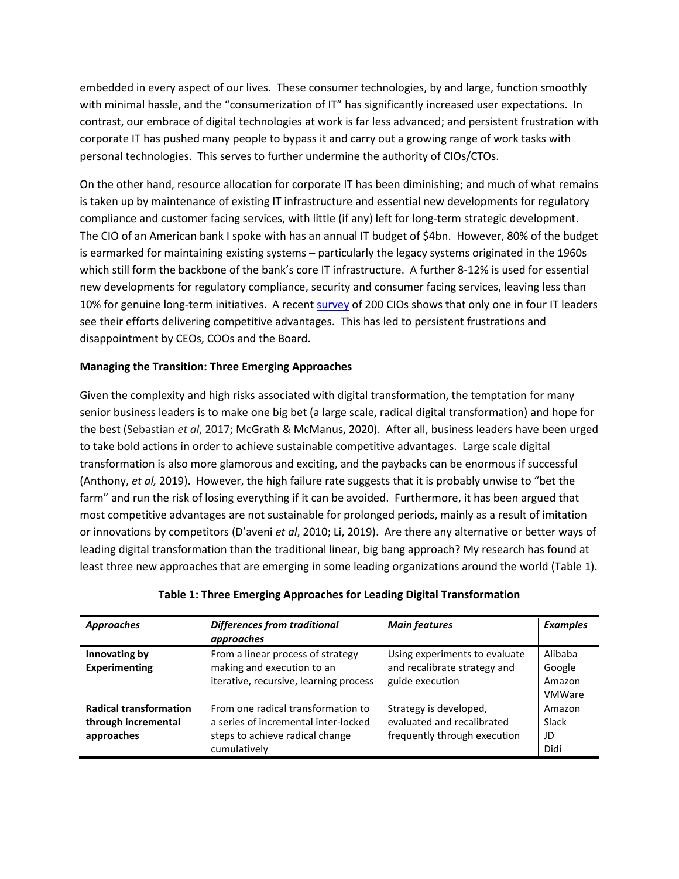embedded in every aspect of our lives. These consumer technologies, by and large, function smoothly with minimal hassle, and the "consumerization of IT" has significantly increased user expectations. In contrast, our embrace of digital technologies at work is far less advanced; and persistent frustration with corporate IT has pushed many people to bypass it and carry out a growing range of work tasks with personal technologies. This serves to further undermine the authority of CIOs/CTOs.

On the other hand, resource allocation for corporate IT has been diminishing; and much of what remains is taken up by maintenance of existing IT infrastructure and essential new developments for regulatory compliance and customer facing services, with little (if any) left for long-term strategic development. The CIO of an American bank I spoke with has an annual IT budget of $4bn. However, 80% of the budget is earmarked for maintaining existing systems – particularly the legacy systems originated in the 1960s which still form the backbone of the bank's core IT infrastructure. A further 8-12% is used for essential new developments for regulatory compliance, security and consumer facing services, leaving less than 10% for genuine long-term initiatives. A recent survey of 200 CIOs shows that only one in four IT leaders see their efforts delivering competitive advantages. This has led to persistent frustrations and disappointment by CEOs, COOs and the Board.

**Managing the Transition: Three Emerging Approaches**

Given the complexity and high risks associated with digital transformation, the temptation for many senior business leaders is to make one big bet (a large scale, radical digital transformation) and hope for the best (Sebastian *et al*, 2017; McGrath & McManus, 2020). After all, business leaders have been urged to take bold actions in order to achieve sustainable competitive advantages. Large scale digital transformation is also more glamorous and exciting, and the paybacks can be enormous if successful (Anthony, *et al,* 2019). However, the high failure rate suggests that it is probably unwise to "bet the farm" and run the risk of losing everything if it can be avoided. Furthermore, it has been argued that most competitive advantages are not sustainable for prolonged periods, mainly as a result of imitation or innovations by competitors (D'aveni *et al*, 2010; Li, 2019). Are there any alternative or better ways of leading digital transformation than the traditional linear, big bang approach? My research has found at least three new approaches that are emerging in some leading organizations around the world (Table 1).

**Table 1: Three Emerging Approaches for Leading Digital Transformation**

| *Approaches* | *Differences from traditional approaches* | *Main features* | *Examples* |
|---|---|---|---|
| **Innovating by Experimenting** | From a linear process of strategy making and execution to an iterative, recursive, learning process | Using experiments to evaluate and recalibrate strategy and guide execution | Alibaba<br>Google<br>Amazon<br>VMWare |
| **Radical transformation through incremental approaches** | From one radical transformation to a series of incremental inter-locked steps to achieve radical change cumulatively | Strategy is developed, evaluated and recalibrated frequently through execution | Amazon<br>Slack<br>JD<br>Didi |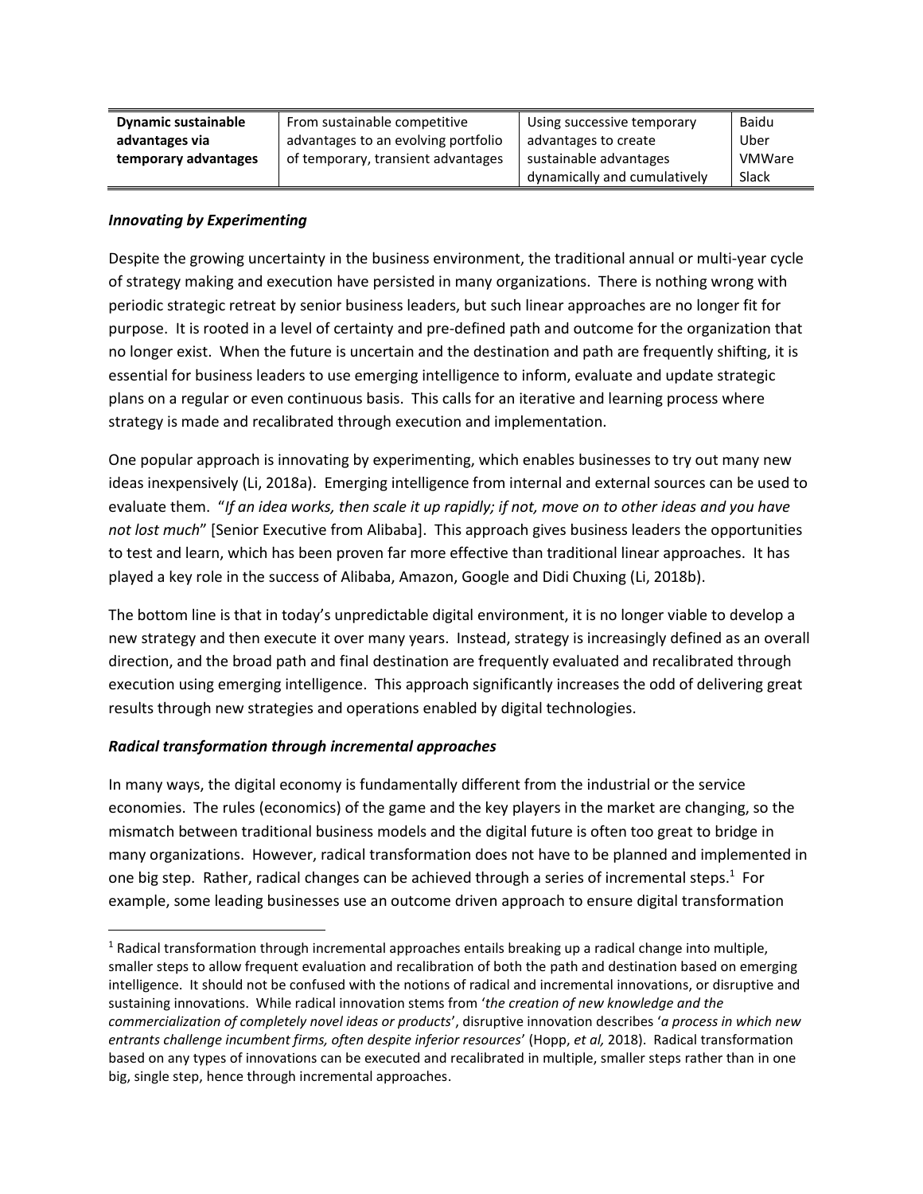| Dynamic sustainable advantages via temporary advantages | From sustainable competitive advantages to an evolving portfolio of temporary, transient advantages | Using successive temporary advantages to create sustainable advantages dynamically and cumulatively | Baidu Uber VMWare Slack |
|---|---|---|---|

***Innovating by Experimenting***

Despite the growing uncertainty in the business environment, the traditional annual or multi-year cycle of strategy making and execution have persisted in many organizations. There is nothing wrong with periodic strategic retreat by senior business leaders, but such linear approaches are no longer fit for purpose. It is rooted in a level of certainty and pre-defined path and outcome for the organization that no longer exist. When the future is uncertain and the destination and path are frequently shifting, it is essential for business leaders to use emerging intelligence to inform, evaluate and update strategic plans on a regular or even continuous basis. This calls for an iterative and learning process where strategy is made and recalibrated through execution and implementation.

One popular approach is innovating by experimenting, which enables businesses to try out many new ideas inexpensively (Li, 2018a). Emerging intelligence from internal and external sources can be used to evaluate them. "*If an idea works, then scale it up rapidly; if not, move on to other ideas and you have not lost much*" [Senior Executive from Alibaba]. This approach gives business leaders the opportunities to test and learn, which has been proven far more effective than traditional linear approaches. It has played a key role in the success of Alibaba, Amazon, Google and Didi Chuxing (Li, 2018b).

The bottom line is that in today's unpredictable digital environment, it is no longer viable to develop a new strategy and then execute it over many years. Instead, strategy is increasingly defined as an overall direction, and the broad path and final destination are frequently evaluated and recalibrated through execution using emerging intelligence. This approach significantly increases the odd of delivering great results through new strategies and operations enabled by digital technologies.

***Radical transformation through incremental approaches***

In many ways, the digital economy is fundamentally different from the industrial or the service economies. The rules (economics) of the game and the key players in the market are changing, so the mismatch between traditional business models and the digital future is often too great to bridge in many organizations. However, radical transformation does not have to be planned and implemented in one big step. Rather, radical changes can be achieved through a series of incremental steps.[1] For example, some leading businesses use an outcome driven approach to ensure digital transformation

[1] Radical transformation through incremental approaches entails breaking up a radical change into multiple, smaller steps to allow frequent evaluation and recalibration of both the path and destination based on emerging intelligence. It should not be confused with the notions of radical and incremental innovations, or disruptive and sustaining innovations. While radical innovation stems from '*the creation of new knowledge and the commercialization of completely novel ideas or products*', disruptive innovation describes '*a process in which new entrants challenge incumbent firms, often despite inferior resources*' (Hopp, *et al,* 2018). Radical transformation based on any types of innovations can be executed and recalibrated in multiple, smaller steps rather than in one big, single step, hence through incremental approaches.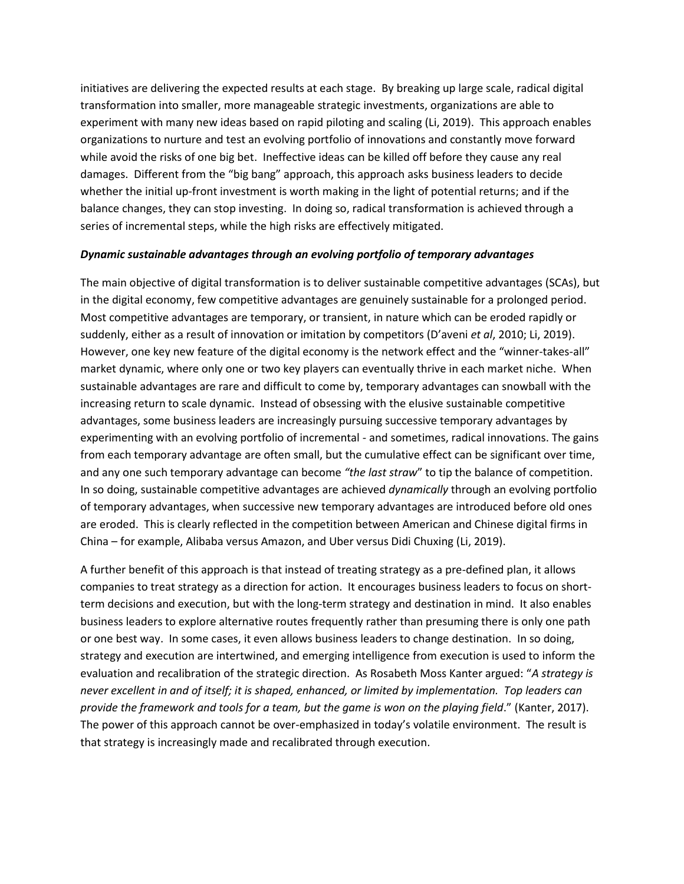initiatives are delivering the expected results at each stage. By breaking up large scale, radical digital transformation into smaller, more manageable strategic investments, organizations are able to experiment with many new ideas based on rapid piloting and scaling (Li, 2019). This approach enables organizations to nurture and test an evolving portfolio of innovations and constantly move forward while avoid the risks of one big bet. Ineffective ideas can be killed off before they cause any real damages. Different from the "big bang" approach, this approach asks business leaders to decide whether the initial up-front investment is worth making in the light of potential returns; and if the balance changes, they can stop investing. In doing so, radical transformation is achieved through a series of incremental steps, while the high risks are effectively mitigated.

***Dynamic sustainable advantages through an evolving portfolio of temporary advantages***

The main objective of digital transformation is to deliver sustainable competitive advantages (SCAs), but in the digital economy, few competitive advantages are genuinely sustainable for a prolonged period. Most competitive advantages are temporary, or transient, in nature which can be eroded rapidly or suddenly, either as a result of innovation or imitation by competitors (D'aveni *et al*, 2010; Li, 2019). However, one key new feature of the digital economy is the network effect and the "winner-takes-all" market dynamic, where only one or two key players can eventually thrive in each market niche. When sustainable advantages are rare and difficult to come by, temporary advantages can snowball with the increasing return to scale dynamic. Instead of obsessing with the elusive sustainable competitive advantages, some business leaders are increasingly pursuing successive temporary advantages by experimenting with an evolving portfolio of incremental - and sometimes, radical innovations. The gains from each temporary advantage are often small, but the cumulative effect can be significant over time, and any one such temporary advantage can become *"the last straw"* to tip the balance of competition. In so doing, sustainable competitive advantages are achieved *dynamically* through an evolving portfolio of temporary advantages, when successive new temporary advantages are introduced before old ones are eroded. This is clearly reflected in the competition between American and Chinese digital firms in China – for example, Alibaba versus Amazon, and Uber versus Didi Chuxing (Li, 2019).

A further benefit of this approach is that instead of treating strategy as a pre-defined plan, it allows companies to treat strategy as a direction for action. It encourages business leaders to focus on short-term decisions and execution, but with the long-term strategy and destination in mind. It also enables business leaders to explore alternative routes frequently rather than presuming there is only one path or one best way. In some cases, it even allows business leaders to change destination. In so doing, strategy and execution are intertwined, and emerging intelligence from execution is used to inform the evaluation and recalibration of the strategic direction. As Rosabeth Moss Kanter argued: "*A strategy is never excellent in and of itself; it is shaped, enhanced, or limited by implementation. Top leaders can provide the framework and tools for a team, but the game is won on the playing field*." (Kanter, 2017). The power of this approach cannot be over-emphasized in today's volatile environment. The result is that strategy is increasingly made and recalibrated through execution.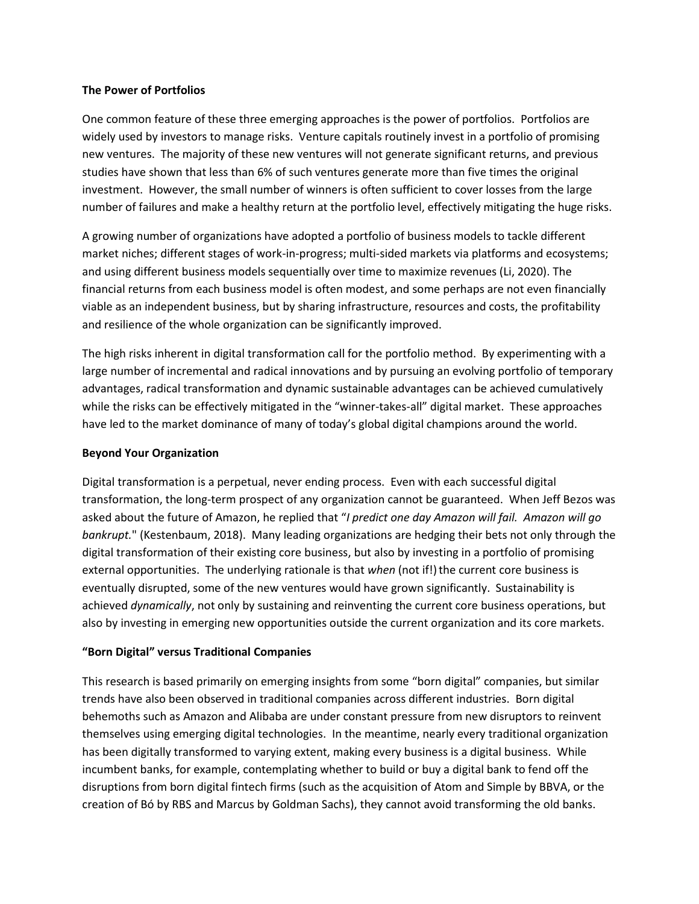**The Power of Portfolios**

One common feature of these three emerging approaches is the power of portfolios. Portfolios are widely used by investors to manage risks. Venture capitals routinely invest in a portfolio of promising new ventures. The majority of these new ventures will not generate significant returns, and previous studies have shown that less than 6% of such ventures generate more than five times the original investment. However, the small number of winners is often sufficient to cover losses from the large number of failures and make a healthy return at the portfolio level, effectively mitigating the huge risks.

A growing number of organizations have adopted a portfolio of business models to tackle different market niches; different stages of work-in-progress; multi-sided markets via platforms and ecosystems; and using different business models sequentially over time to maximize revenues (Li, 2020). The financial returns from each business model is often modest, and some perhaps are not even financially viable as an independent business, but by sharing infrastructure, resources and costs, the profitability and resilience of the whole organization can be significantly improved.

The high risks inherent in digital transformation call for the portfolio method. By experimenting with a large number of incremental and radical innovations and by pursuing an evolving portfolio of temporary advantages, radical transformation and dynamic sustainable advantages can be achieved cumulatively while the risks can be effectively mitigated in the "winner-takes-all" digital market. These approaches have led to the market dominance of many of today's global digital champions around the world.

**Beyond Your Organization**

Digital transformation is a perpetual, never ending process. Even with each successful digital transformation, the long-term prospect of any organization cannot be guaranteed. When Jeff Bezos was asked about the future of Amazon, he replied that "*I predict one day Amazon will fail. Amazon will go bankrupt.*" (Kestenbaum, 2018). Many leading organizations are hedging their bets not only through the digital transformation of their existing core business, but also by investing in a portfolio of promising external opportunities. The underlying rationale is that *when* (not if!) the current core business is eventually disrupted, some of the new ventures would have grown significantly. Sustainability is achieved *dynamically*, not only by sustaining and reinventing the current core business operations, but also by investing in emerging new opportunities outside the current organization and its core markets.

**"Born Digital" versus Traditional Companies**

This research is based primarily on emerging insights from some "born digital" companies, but similar trends have also been observed in traditional companies across different industries. Born digital behemoths such as Amazon and Alibaba are under constant pressure from new disruptors to reinvent themselves using emerging digital technologies. In the meantime, nearly every traditional organization has been digitally transformed to varying extent, making every business is a digital business. While incumbent banks, for example, contemplating whether to build or buy a digital bank to fend off the disruptions from born digital fintech firms (such as the acquisition of Atom and Simple by BBVA, or the creation of Bó by RBS and Marcus by Goldman Sachs), they cannot avoid transforming the old banks.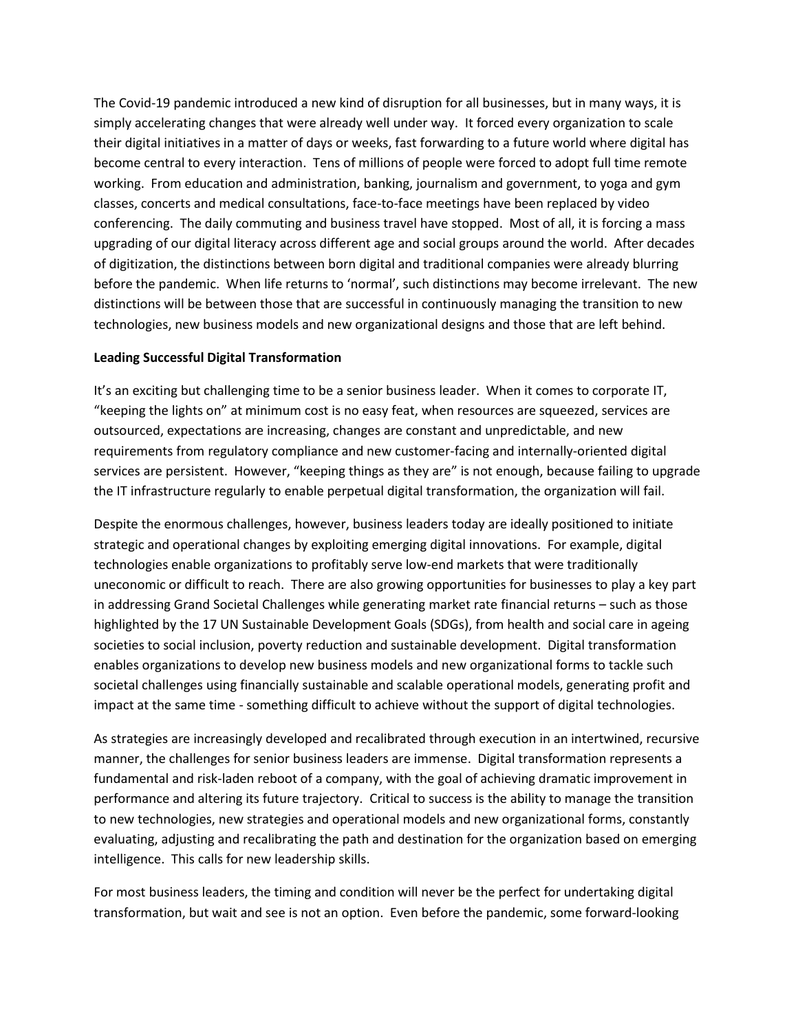The Covid-19 pandemic introduced a new kind of disruption for all businesses, but in many ways, it is simply accelerating changes that were already well under way. It forced every organization to scale their digital initiatives in a matter of days or weeks, fast forwarding to a future world where digital has become central to every interaction. Tens of millions of people were forced to adopt full time remote working. From education and administration, banking, journalism and government, to yoga and gym classes, concerts and medical consultations, face-to-face meetings have been replaced by video conferencing. The daily commuting and business travel have stopped. Most of all, it is forcing a mass upgrading of our digital literacy across different age and social groups around the world. After decades of digitization, the distinctions between born digital and traditional companies were already blurring before the pandemic. When life returns to 'normal', such distinctions may become irrelevant. The new distinctions will be between those that are successful in continuously managing the transition to new technologies, new business models and new organizational designs and those that are left behind.

**Leading Successful Digital Transformation**

It's an exciting but challenging time to be a senior business leader. When it comes to corporate IT, "keeping the lights on" at minimum cost is no easy feat, when resources are squeezed, services are outsourced, expectations are increasing, changes are constant and unpredictable, and new requirements from regulatory compliance and new customer-facing and internally-oriented digital services are persistent. However, "keeping things as they are" is not enough, because failing to upgrade the IT infrastructure regularly to enable perpetual digital transformation, the organization will fail.

Despite the enormous challenges, however, business leaders today are ideally positioned to initiate strategic and operational changes by exploiting emerging digital innovations. For example, digital technologies enable organizations to profitably serve low-end markets that were traditionally uneconomic or difficult to reach. There are also growing opportunities for businesses to play a key part in addressing Grand Societal Challenges while generating market rate financial returns – such as those highlighted by the 17 UN Sustainable Development Goals (SDGs), from health and social care in ageing societies to social inclusion, poverty reduction and sustainable development. Digital transformation enables organizations to develop new business models and new organizational forms to tackle such societal challenges using financially sustainable and scalable operational models, generating profit and impact at the same time - something difficult to achieve without the support of digital technologies.

As strategies are increasingly developed and recalibrated through execution in an intertwined, recursive manner, the challenges for senior business leaders are immense. Digital transformation represents a fundamental and risk-laden reboot of a company, with the goal of achieving dramatic improvement in performance and altering its future trajectory. Critical to success is the ability to manage the transition to new technologies, new strategies and operational models and new organizational forms, constantly evaluating, adjusting and recalibrating the path and destination for the organization based on emerging intelligence. This calls for new leadership skills.

For most business leaders, the timing and condition will never be the perfect for undertaking digital transformation, but wait and see is not an option. Even before the pandemic, some forward-looking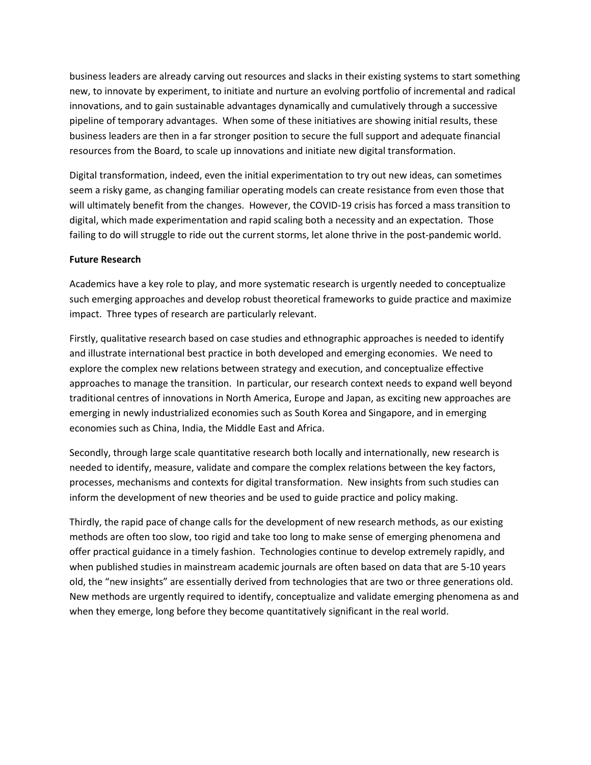business leaders are already carving out resources and slacks in their existing systems to start something new, to innovate by experiment, to initiate and nurture an evolving portfolio of incremental and radical innovations, and to gain sustainable advantages dynamically and cumulatively through a successive pipeline of temporary advantages. When some of these initiatives are showing initial results, these business leaders are then in a far stronger position to secure the full support and adequate financial resources from the Board, to scale up innovations and initiate new digital transformation.

Digital transformation, indeed, even the initial experimentation to try out new ideas, can sometimes seem a risky game, as changing familiar operating models can create resistance from even those that will ultimately benefit from the changes. However, the COVID-19 crisis has forced a mass transition to digital, which made experimentation and rapid scaling both a necessity and an expectation. Those failing to do will struggle to ride out the current storms, let alone thrive in the post-pandemic world.

**Future Research**

Academics have a key role to play, and more systematic research is urgently needed to conceptualize such emerging approaches and develop robust theoretical frameworks to guide practice and maximize impact. Three types of research are particularly relevant.

Firstly, qualitative research based on case studies and ethnographic approaches is needed to identify and illustrate international best practice in both developed and emerging economies. We need to explore the complex new relations between strategy and execution, and conceptualize effective approaches to manage the transition. In particular, our research context needs to expand well beyond traditional centres of innovations in North America, Europe and Japan, as exciting new approaches are emerging in newly industrialized economies such as South Korea and Singapore, and in emerging economies such as China, India, the Middle East and Africa.

Secondly, through large scale quantitative research both locally and internationally, new research is needed to identify, measure, validate and compare the complex relations between the key factors, processes, mechanisms and contexts for digital transformation. New insights from such studies can inform the development of new theories and be used to guide practice and policy making.

Thirdly, the rapid pace of change calls for the development of new research methods, as our existing methods are often too slow, too rigid and take too long to make sense of emerging phenomena and offer practical guidance in a timely fashion. Technologies continue to develop extremely rapidly, and when published studies in mainstream academic journals are often based on data that are 5-10 years old, the "new insights" are essentially derived from technologies that are two or three generations old. New methods are urgently required to identify, conceptualize and validate emerging phenomena as and when they emerge, long before they become quantitatively significant in the real world.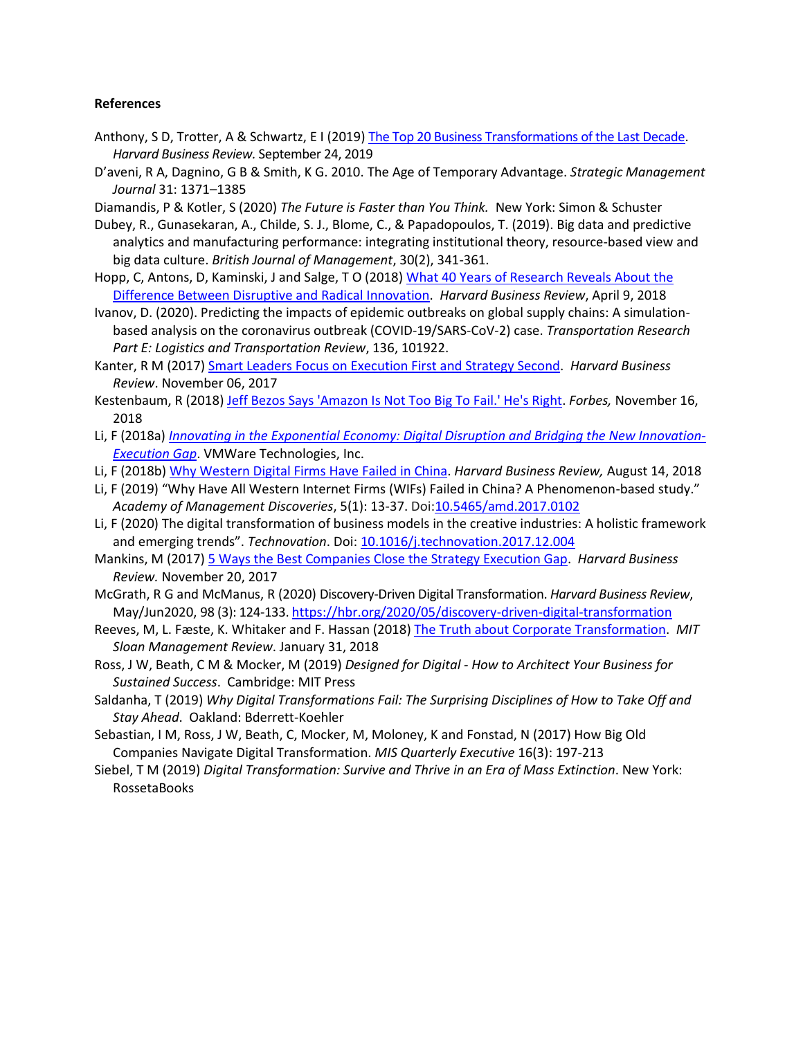**References**

Anthony, S D, Trotter, A & Schwartz, E I (2019) The Top 20 Business Transformations of the Last Decade. *Harvard Business Review.* September 24, 2019

D'aveni, R A, Dagnino, G B & Smith, K G. 2010. The Age of Temporary Advantage. *Strategic Management Journal* 31: 1371–1385

Diamandis, P & Kotler, S (2020) *The Future is Faster than You Think.* New York: Simon & Schuster

Dubey, R., Gunasekaran, A., Childe, S. J., Blome, C., & Papadopoulos, T. (2019). Big data and predictive analytics and manufacturing performance: integrating institutional theory, resource-based view and big data culture. *British Journal of Management*, 30(2), 341-361.

Hopp, C, Antons, D, Kaminski, J and Salge, T O (2018) What 40 Years of Research Reveals About the Difference Between Disruptive and Radical Innovation. *Harvard Business Review*, April 9, 2018

Ivanov, D. (2020). Predicting the impacts of epidemic outbreaks on global supply chains: A simulation-based analysis on the coronavirus outbreak (COVID-19/SARS-CoV-2) case. *Transportation Research Part E: Logistics and Transportation Review*, 136, 101922.

Kanter, R M (2017) Smart Leaders Focus on Execution First and Strategy Second. *Harvard Business Review*. November 06, 2017

Kestenbaum, R (2018) Jeff Bezos Says 'Amazon Is Not Too Big To Fail.' He's Right. *Forbes,* November 16, 2018

Li, F (2018a) *Innovating in the Exponential Economy: Digital Disruption and Bridging the New Innovation-Execution Gap*. VMWare Technologies, Inc.

Li, F (2018b) Why Western Digital Firms Have Failed in China. *Harvard Business Review,* August 14, 2018

Li, F (2019) "Why Have All Western Internet Firms (WIFs) Failed in China? A Phenomenon-based study." *Academy of Management Discoveries*, 5(1): 13-37. Doi:10.5465/amd.2017.0102

Li, F (2020) The digital transformation of business models in the creative industries: A holistic framework and emerging trends". *Technovation*. Doi: 10.1016/j.technovation.2017.12.004

Mankins, M (2017) 5 Ways the Best Companies Close the Strategy Execution Gap. *Harvard Business Review.* November 20, 2017

McGrath, R G and McManus, R (2020) Discovery-Driven Digital Transformation. *Harvard Business Review*, May/Jun2020, 98 (3): 124-133. https://hbr.org/2020/05/discovery-driven-digital-transformation

Reeves, M, L. Fæste, K. Whitaker and F. Hassan (2018) The Truth about Corporate Transformation. *MIT Sloan Management Review*. January 31, 2018

Ross, J W, Beath, C M & Mocker, M (2019) *Designed for Digital - How to Architect Your Business for Sustained Success*. Cambridge: MIT Press

Saldanha, T (2019) *Why Digital Transformations Fail: The Surprising Disciplines of How to Take Off and Stay Ahead*. Oakland: Bderrett-Koehler

Sebastian, I M, Ross, J W, Beath, C, Mocker, M, Moloney, K and Fonstad, N (2017) How Big Old Companies Navigate Digital Transformation. *MIS Quarterly Executive* 16(3): 197-213

Siebel, T M (2019) *Digital Transformation: Survive and Thrive in an Era of Mass Extinction*. New York: RossetaBooks